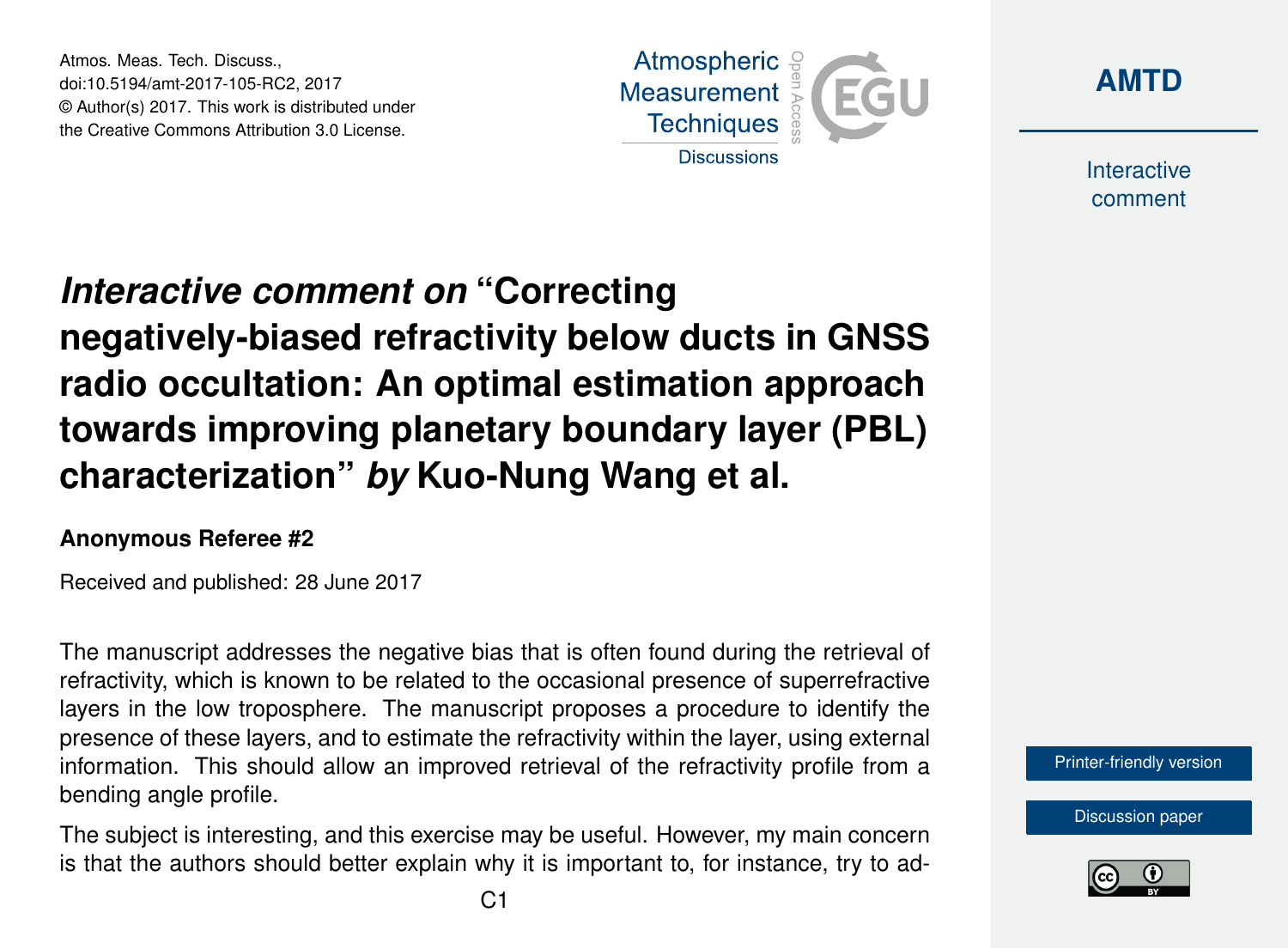Atmos. Meas. Tech. Discuss.,
doi:10.5194/amt-2017-105-RC2, 2017
© Author(s) 2017. This work is distributed under
the Creative Commons Attribution 3.0 License.

# *Interactive comment on* "Correcting negatively-biased refractivity below ducts in GNSS radio occultation: An optimal estimation approach towards improving planetary boundary layer (PBL) characterization" *by* Kuo-Nung Wang et al.

**Anonymous Referee #2**

Received and published: 28 June 2017

The manuscript addresses the negative bias that is often found during the retrieval of refractivity, which is known to be related to the occasional presence of superrefractive layers in the low troposphere. The manuscript proposes a procedure to identify the presence of these layers, and to estimate the refractivity within the layer, using external information. This should allow an improved retrieval of the refractivity profile from a bending angle profile.

The subject is interesting, and this exercise may be useful. However, my main concern is that the authors should better explain why it is important to, for instance, try to ad-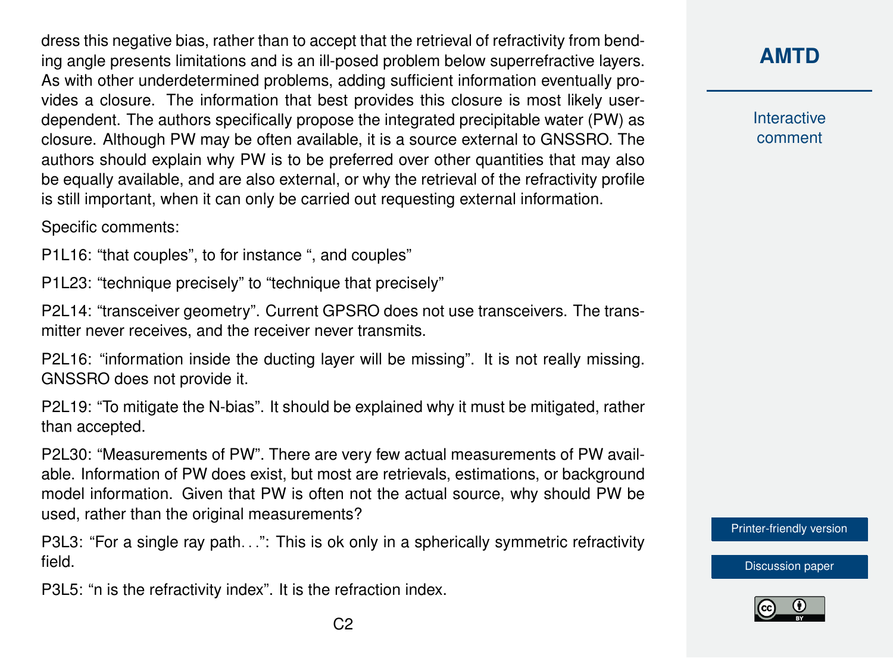dress this negative bias, rather than to accept that the retrieval of refractivity from bending angle presents limitations and is an ill-posed problem below superrefractive layers. As with other underdetermined problems, adding sufficient information eventually provides a closure. The information that best provides this closure is most likely user-dependent. The authors specifically propose the integrated precipitable water (PW) as closure. Although PW may be often available, it is a source external to GNSSRO. The authors should explain why PW is to be preferred over other quantities that may also be equally available, and are also external, or why the retrieval of the refractivity profile is still important, when it can only be carried out requesting external information.

Specific comments:

P1L16: "that couples", to for instance ", and couples"

P1L23: "technique precisely" to "technique that precisely"

P2L14: "transceiver geometry". Current GPSRO does not use transceivers. The transmitter never receives, and the receiver never transmits.

P2L16: "information inside the ducting layer will be missing". It is not really missing. GNSSRO does not provide it.

P2L19: "To mitigate the N-bias". It should be explained why it must be mitigated, rather than accepted.

P2L30: "Measurements of PW". There are very few actual measurements of PW available. Information of PW does exist, but most are retrievals, estimations, or background model information. Given that PW is often not the actual source, why should PW be used, rather than the original measurements?

P3L3: "For a single ray path…": This is ok only in a spherically symmetric refractivity field.

P3L5: "n is the refractivity index". It is the refraction index.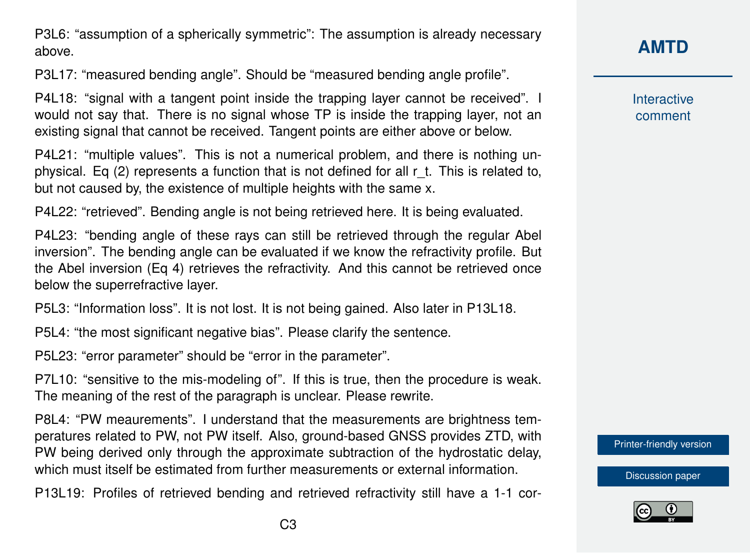P3L6: “assumption of a spherically symmetric”: The assumption is already necessary above.

P3L17: “measured bending angle”. Should be “measured bending angle profile”.

P4L18: “signal with a tangent point inside the trapping layer cannot be received”. I would not say that. There is no signal whose TP is inside the trapping layer, not an existing signal that cannot be received. Tangent points are either above or below.

P4L21: “multiple values”. This is not a numerical problem, and there is nothing unphysical. Eq (2) represents a function that is not defined for all $r_t$. This is related to, but not caused by, the existence of multiple heights with the same x.

P4L22: “retrieved”. Bending angle is not being retrieved here. It is being evaluated.

P4L23: “bending angle of these rays can still be retrieved through the regular Abel inversion”. The bending angle can be evaluated if we know the refractivity profile. But the Abel inversion (Eq 4) retrieves the refractivity. And this cannot be retrieved once below the superrefractive layer.

P5L3: “Information loss”. It is not lost. It is not being gained. Also later in P13L18.

P5L4: “the most significant negative bias”. Please clarify the sentence.

P5L23: “error parameter” should be “error in the parameter”.

P7L10: “sensitive to the mis-modeling of”. If this is true, then the procedure is weak. The meaning of the rest of the paragraph is unclear. Please rewrite.

P8L4: “PW meaurements”. I understand that the measurements are brightness temperatures related to PW, not PW itself. Also, ground-based GNSS provides ZTD, with PW being derived only through the approximate subtraction of the hydrostatic delay, which must itself be estimated from further measurements or external information.

P13L19: Profiles of retrieved bending and retrieved refractivity still have a 1-1 cor-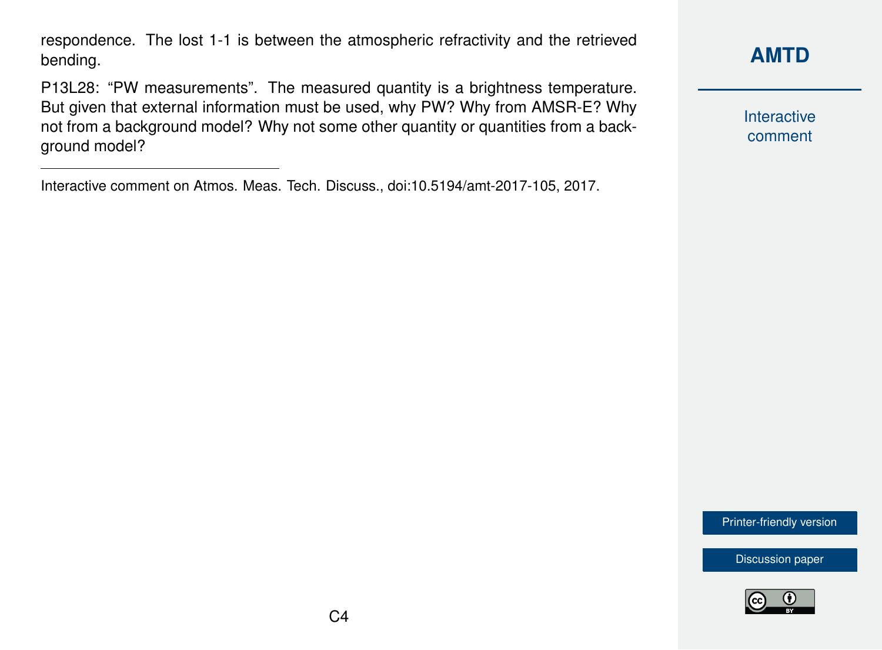respondence. The lost 1-1 is between the atmospheric refractivity and the retrieved bending.

P13L28: “PW measurements”. The measured quantity is a brightness temperature. But given that external information must be used, why PW? Why from AMSR-E? Why not from a background model? Why not some other quantity or quantities from a background model?

---

Interactive comment on Atmos. Meas. Tech. Discuss., doi:10.5194/amt-2017-105, 2017.